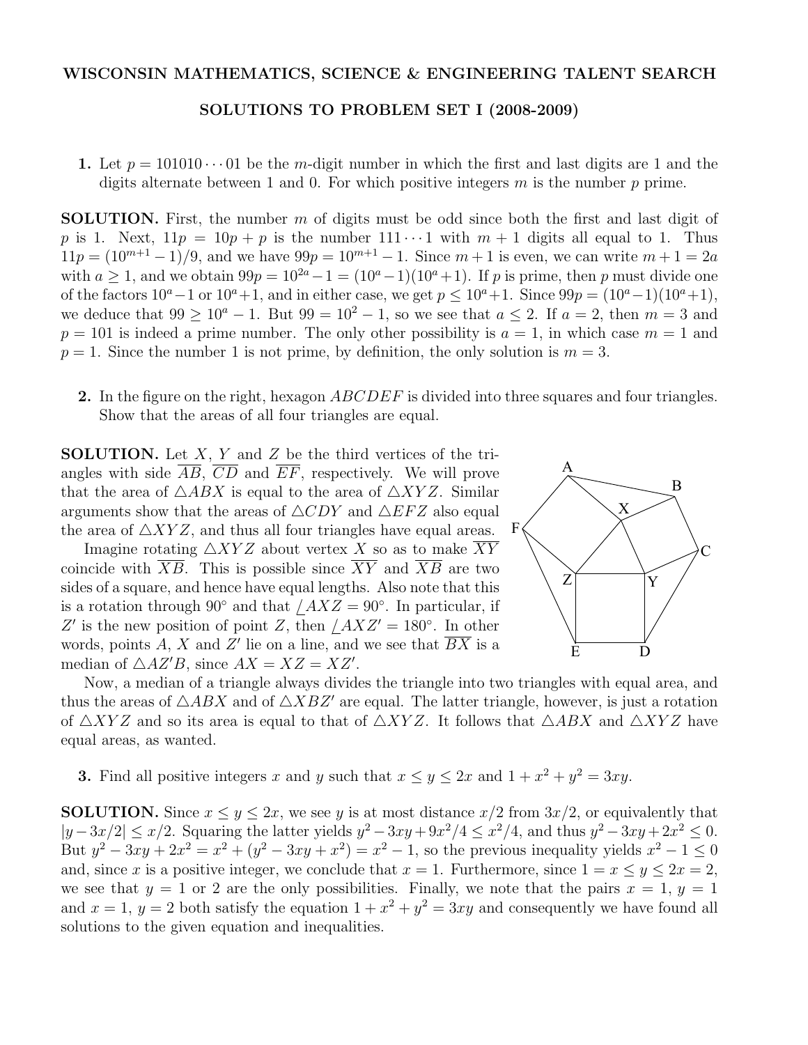# WISCONSIN MATHEMATICS, SCIENCE & ENGINEERING TALENT SEARCH

## SOLUTIONS TO PROBLEM SET I (2008-2009)

**1.** Let $p = 101010\cdots01$ be the $m$-digit number in which the first and last digits are 1 and the digits alternate between 1 and 0. For which positive integers $m$ is the number $p$ prime.

**SOLUTION.** First, the number $m$ of digits must be odd since both the first and last digit of $p$ is 1. Next, $11p = 10p + p$ is the number $111\cdots1$ with $m+1$ digits all equal to 1. Thus $11p = (10^{m+1} - 1)/9$, and we have $99p = 10^{m+1} - 1$. Since $m+1$ is even, we can write $m+1 = 2a$ with $a \geq 1$, and we obtain $99p = 10^{2a} - 1 = (10^a - 1)(10^a + 1)$. If $p$ is prime, then $p$ must divide one of the factors $10^a - 1$ or $10^a + 1$, and in either case, we get $p \leq 10^a + 1$. Since $99p = (10^a - 1)(10^a + 1)$, we deduce that $99 \geq 10^a - 1$. But $99 = 10^2 - 1$, so we see that $a \leq 2$. If $a = 2$, then $m = 3$ and $p = 101$ is indeed a prime number. The only other possibility is $a = 1$, in which case $m = 1$ and $p = 1$. Since the number 1 is not prime, by definition, the only solution is $m = 3$.

**2.** In the figure on the right, hexagon $ABCDEF$ is divided into three squares and four triangles. Show that the areas of all four triangles are equal.

**SOLUTION.** Let $X$, $Y$ and $Z$ be the third vertices of the triangles with side $\overline{AB}$, $\overline{CD}$ and $\overline{EF}$, respectively. We will prove that the area of $\triangle ABX$ is equal to the area of $\triangle XYZ$. Similar arguments show that the areas of $\triangle CDY$ and $\triangle EFZ$ also equal the area of $\triangle XYZ$, and thus all four triangles have equal areas.

Imagine rotating $\triangle XYZ$ about vertex $X$ so as to make $\overline{XY}$ coincide with $\overline{XB}$. This is possible since $\overline{XY}$ and $\overline{XB}$ are two sides of a square, and hence have equal lengths. Also note that this is a rotation through $90°$ and that $\angle AXZ = 90°$. In particular, if $Z'$ is the new position of point $Z$, then $\angle AXZ' = 180°$. In other words, points $A$, $X$ and $Z'$ lie on a line, and we see that $\overline{BX}$ is a median of $\triangle AZ'B$, since $AX = XZ = XZ'$.

Now, a median of a triangle always divides the triangle into two triangles with equal area, and thus the areas of $\triangle ABX$ and of $\triangle XBZ'$ are equal. The latter triangle, however, is just a rotation of $\triangle XYZ$ and so its area is equal to that of $\triangle XYZ$. It follows that $\triangle ABX$ and $\triangle XYZ$ have equal areas, as wanted.

**3.** Find all positive integers $x$ and $y$ such that $x \leq y \leq 2x$ and $1 + x^2 + y^2 = 3xy$.

**SOLUTION.** Since $x \leq y \leq 2x$, we see $y$ is at most distance $x/2$ from $3x/2$, or equivalently that $|y - 3x/2| \leq x/2$. Squaring the latter yields $y^2 - 3xy + 9x^2/4 \leq x^2/4$, and thus $y^2 - 3xy + 2x^2 \leq 0$. But $y^2 - 3xy + 2x^2 = x^2 + (y^2 - 3xy + x^2) = x^2 - 1$, so the previous inequality yields $x^2 - 1 \leq 0$ and, since $x$ is a positive integer, we conclude that $x = 1$. Furthermore, since $1 = x \leq y \leq 2x = 2$, we see that $y = 1$ or 2 are the only possibilities. Finally, we note that the pairs $x = 1$, $y = 1$ and $x = 1$, $y = 2$ both satisfy the equation $1 + x^2 + y^2 = 3xy$ and consequently we have found all solutions to the given equation and inequalities.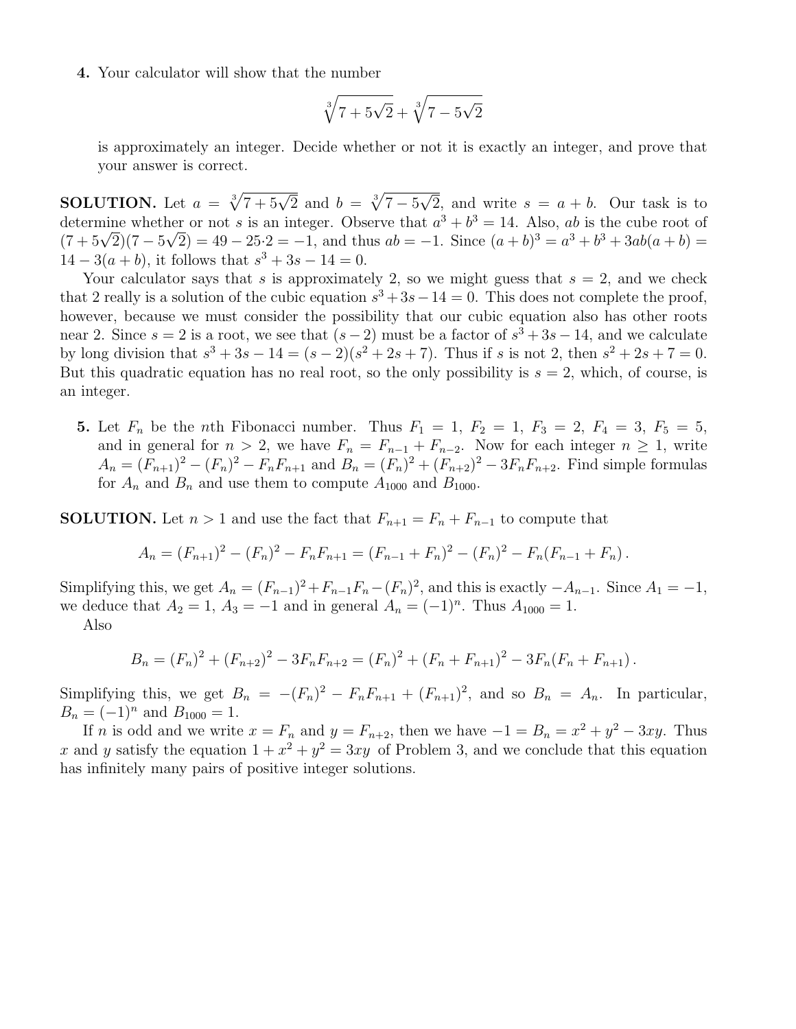**4.** Your calculator will show that the number

$$\sqrt[3]{7+5\sqrt{2}} + \sqrt[3]{7-5\sqrt{2}}$$

is approximately an integer. Decide whether or not it is exactly an integer, and prove that your answer is correct.

**SOLUTION.** Let $a = \sqrt[3]{7+5\sqrt{2}}$ and $b = \sqrt[3]{7-5\sqrt{2}}$, and write $s = a+b$. Our task is to determine whether or not $s$ is an integer. Observe that $a^3 + b^3 = 14$. Also, $ab$ is the cube root of $(7+5\sqrt{2})(7-5\sqrt{2}) = 49 - 25{\cdot}2 = -1$, and thus $ab = -1$. Since $(a+b)^3 = a^3 + b^3 + 3ab(a+b) = 14 - 3(a+b)$, it follows that $s^3 + 3s - 14 = 0$.

Your calculator says that $s$ is approximately 2, so we might guess that $s = 2$, and we check that 2 really is a solution of the cubic equation $s^3 + 3s - 14 = 0$. This does not complete the proof, however, because we must consider the possibility that our cubic equation also has other roots near 2. Since $s = 2$ is a root, we see that $(s-2)$ must be a factor of $s^3 + 3s - 14$, and we calculate by long division that $s^3 + 3s - 14 = (s-2)(s^2 + 2s + 7)$. Thus if $s$ is not 2, then $s^2 + 2s + 7 = 0$. But this quadratic equation has no real root, so the only possibility is $s = 2$, which, of course, is an integer.

**5.** Let $F_n$ be the $n$th Fibonacci number. Thus $F_1 = 1$, $F_2 = 1$, $F_3 = 2$, $F_4 = 3$, $F_5 = 5$, and in general for $n > 2$, we have $F_n = F_{n-1} + F_{n-2}$. Now for each integer $n \geq 1$, write $A_n = (F_{n+1})^2 - (F_n)^2 - F_nF_{n+1}$ and $B_n = (F_n)^2 + (F_{n+2})^2 - 3F_nF_{n+2}$. Find simple formulas for $A_n$ and $B_n$ and use them to compute $A_{1000}$ and $B_{1000}$.

**SOLUTION.** Let $n > 1$ and use the fact that $F_{n+1} = F_n + F_{n-1}$ to compute that

$$A_n = (F_{n+1})^2 - (F_n)^2 - F_nF_{n+1} = (F_{n-1} + F_n)^2 - (F_n)^2 - F_n(F_{n-1} + F_n)\,.$$

Simplifying this, we get $A_n = (F_{n-1})^2 + F_{n-1}F_n - (F_n)^2$, and this is exactly $-A_{n-1}$. Since $A_1 = -1$, we deduce that $A_2 = 1$, $A_3 = -1$ and in general $A_n = (-1)^n$. Thus $A_{1000} = 1$.

Also

$$B_n = (F_n)^2 + (F_{n+2})^2 - 3F_nF_{n+2} = (F_n)^2 + (F_n + F_{n+1})^2 - 3F_n(F_n + F_{n+1})\,.$$

Simplifying this, we get $B_n = -(F_n)^2 - F_nF_{n+1} + (F_{n+1})^2$, and so $B_n = A_n$. In particular, $B_n = (-1)^n$ and $B_{1000} = 1$.

If $n$ is odd and we write $x = F_n$ and $y = F_{n+2}$, then we have $-1 = B_n = x^2 + y^2 - 3xy$. Thus $x$ and $y$ satisfy the equation $1 + x^2 + y^2 = 3xy$ of Problem 3, and we conclude that this equation has infinitely many pairs of positive integer solutions.